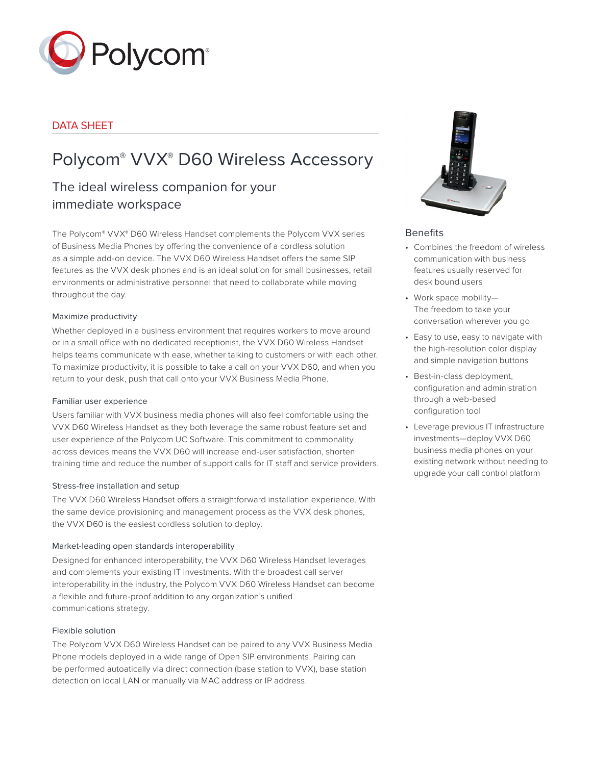Polycom®

DATA SHEET

# Polycom® VVX® D60 Wireless Accessory

## The ideal wireless companion for your immediate workspace

The Polycom® VVX® D60 Wireless Handset complements the Polycom VVX series of Business Media Phones by offering the convenience of a cordless solution as a simple add-on device. The VVX D60 Wireless Handset offers the same SIP features as the VVX desk phones and is an ideal solution for small businesses, retail environments or administrative personnel that need to collaborate while moving throughout the day.

### Maximize productivity

Whether deployed in a business environment that requires workers to move around or in a small office with no dedicated receptionist, the VVX D60 Wireless Handset helps teams communicate with ease, whether talking to customers or with each other. To maximize productivity, it is possible to take a call on your VVX D60, and when you return to your desk, push that call onto your VVX Business Media Phone.

### Familiar user experience

Users familiar with VVX business media phones will also feel comfortable using the VVX D60 Wireless Handset as they both leverage the same robust feature set and user experience of the Polycom UC Software. This commitment to commonality across devices means the VVX D60 will increase end-user satisfaction, shorten training time and reduce the number of support calls for IT staff and service providers.

### Stress-free installation and setup

The VVX D60 Wireless Handset offers a straightforward installation experience. With the same device provisioning and management process as the VVX desk phones, the VVX D60 is the easiest cordless solution to deploy.

### Market-leading open standards interoperability

Designed for enhanced interoperability, the VVX D60 Wireless Handset leverages and complements your existing IT investments. With the broadest call server interoperability in the industry, the Polycom VVX D60 Wireless Handset can become a flexible and future-proof addition to any organization's unified communications strategy.

### Flexible solution

The Polycom VVX D60 Wireless Handset can be paired to any VVX Business Media Phone models deployed in a wide range of Open SIP environments. Pairing can be performed autoatically via direct connection (base station to VVX), base station detection on local LAN or manually via MAC address or IP address.

### Benefits

- Combines the freedom of wireless communication with business features usually reserved for desk bound users
- Work space mobility—The freedom to take your conversation wherever you go
- Easy to use, easy to navigate with the high-resolution color display and simple navigation buttons
- Best-in-class deployment, configuration and administration through a web-based configuration tool
- Leverage previous IT infrastructure investments—deploy VVX D60 business media phones on your existing network without needing to upgrade your call control platform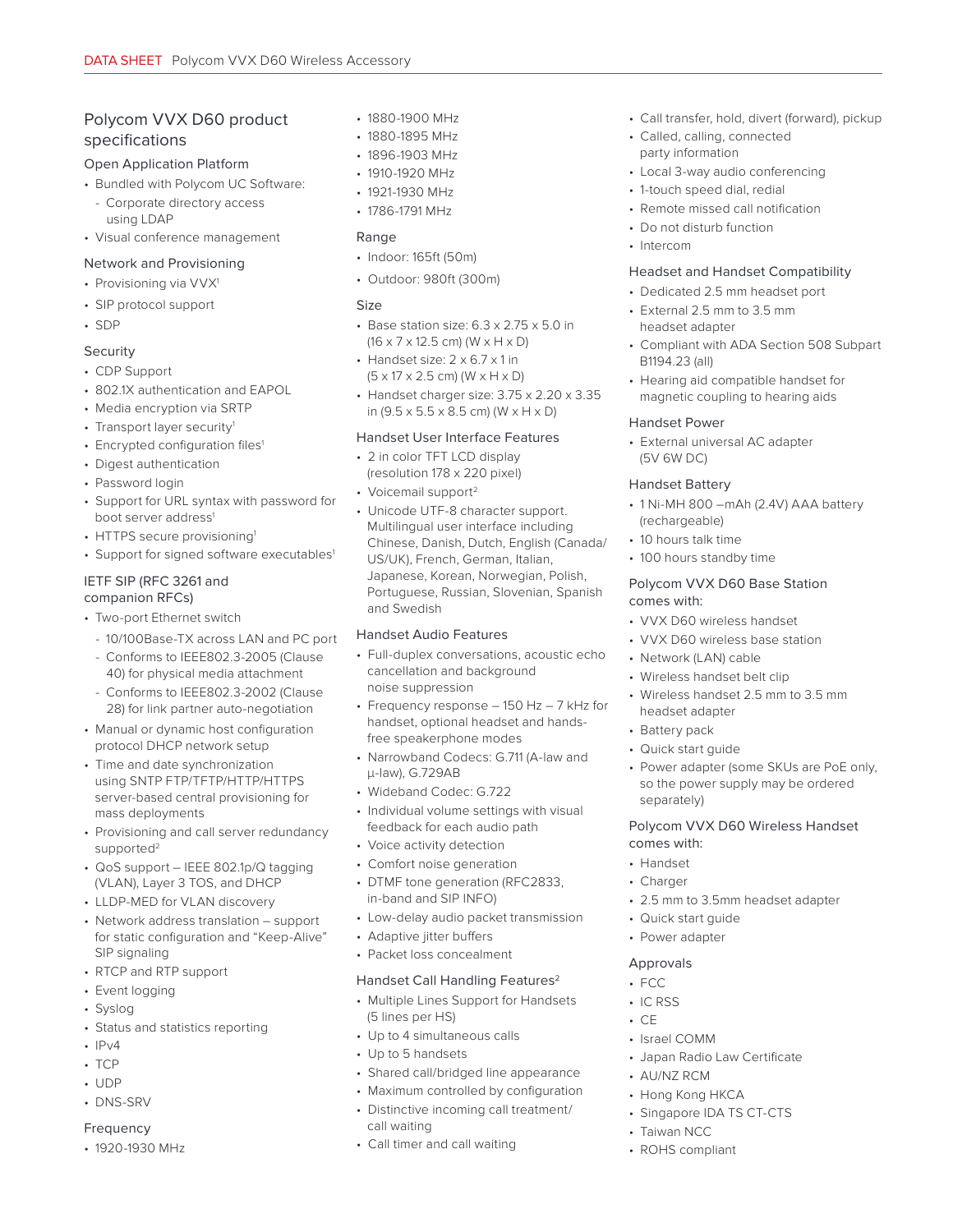## Polycom VVX D60 product specifications

### Open Application Platform

- Bundled with Polycom UC Software:
  - Corporate directory access using LDAP
- Visual conference management

### Network and Provisioning

- Provisioning via VVX[1]
- SIP protocol support
- SDP

### Security

- CDP Support
- 802.1X authentication and EAPOL
- Media encryption via SRTP
- Transport layer security[1]
- Encrypted configuration files[1]
- Digest authentication
- Password login
- Support for URL syntax with password for boot server address[1]
- HTTPS secure provisioning[1]
- Support for signed software executables[1]

### IETF SIP (RFC 3261 and companion RFCs)

- Two-port Ethernet switch
  - 10/100Base-TX across LAN and PC port
  - Conforms to IEEE802.3-2005 (Clause 40) for physical media attachment
  - Conforms to IEEE802.3-2002 (Clause 28) for link partner auto-negotiation
- Manual or dynamic host configuration protocol DHCP network setup
- Time and date synchronization using SNTP FTP/TFTP/HTTP/HTTPS server-based central provisioning for mass deployments
- Provisioning and call server redundancy supported[2]
- QoS support – IEEE 802.1p/Q tagging (VLAN), Layer 3 TOS, and DHCP
- LLDP-MED for VLAN discovery
- Network address translation – support for static configuration and "Keep-Alive" SIP signaling
- RTCP and RTP support
- Event logging
- Syslog
- Status and statistics reporting
- IPv4
- TCP
- UDP
- DNS-SRV

### Frequency

- 1920-1930 MHz
- 1880-1900 MHz
- 1880-1895 MHz
- 1896-1903 MHz
- 1910-1920 MHz
- 1921-1930 MHz
- 1786-1791 MHz

### Range

- Indoor: 165ft (50m)
- Outdoor: 980ft (300m)

### Size

- Base station size: 6.3 x 2.75 x 5.0 in (16 x 7 x 12.5 cm) (W x H x D)
- Handset size: 2 x 6.7 x 1 in (5 x 17 x 2.5 cm) (W x H x D)
- Handset charger size: 3.75 x 2.20 x 3.35 in (9.5 x 5.5 x 8.5 cm) (W x H x D)

### Handset User Interface Features

- 2 in color TFT LCD display (resolution 178 x 220 pixel)
- Voicemail support[2]
- Unicode UTF-8 character support. Multilingual user interface including Chinese, Danish, Dutch, English (Canada/US/UK), French, German, Italian, Japanese, Korean, Norwegian, Polish, Portuguese, Russian, Slovenian, Spanish and Swedish

### Handset Audio Features

- Full-duplex conversations, acoustic echo cancellation and background noise suppression
- Frequency response – 150 Hz – 7 kHz for handset, optional headset and hands-free speakerphone modes
- Narrowband Codecs: G.711 (A-law and µ-law), G.729AB
- Wideband Codec: G.722
- Individual volume settings with visual feedback for each audio path
- Voice activity detection
- Comfort noise generation
- DTMF tone generation (RFC2833, in-band and SIP INFO)
- Low-delay audio packet transmission
- Adaptive jitter buffers
- Packet loss concealment

### Handset Call Handling Features[2]

- Multiple Lines Support for Handsets (5 lines per HS)
- Up to 4 simultaneous calls
- Up to 5 handsets
- Shared call/bridged line appearance
- Maximum controlled by configuration
- Distinctive incoming call treatment/call waiting
- Call timer and call waiting
- Call transfer, hold, divert (forward), pickup
- Called, calling, connected party information
- Local 3-way audio conferencing
- 1-touch speed dial, redial
- Remote missed call notification
- Do not disturb function
- Intercom

### Headset and Handset Compatibility

- Dedicated 2.5 mm headset port
- External 2.5 mm to 3.5 mm headset adapter
- Compliant with ADA Section 508 Subpart B1194.23 (all)
- Hearing aid compatible handset for magnetic coupling to hearing aids

### Handset Power

- External universal AC adapter (5V 6W DC)

### Handset Battery

- 1 Ni-MH 800 –mAh (2.4V) AAA battery (rechargeable)
- 10 hours talk time
- 100 hours standby time

### Polycom VVX D60 Base Station comes with:

- VVX D60 wireless handset
- VVX D60 wireless base station
- Network (LAN) cable
- Wireless handset belt clip
- Wireless handset 2.5 mm to 3.5 mm headset adapter
- Battery pack
- Quick start guide
- Power adapter (some SKUs are PoE only, so the power supply may be ordered separately)

### Polycom VVX D60 Wireless Handset comes with:

- Handset
- Charger
- 2.5 mm to 3.5mm headset adapter
- Quick start guide
- Power adapter

### Approvals

- FCC
- IC RSS
- CE
- Israel COMM
- Japan Radio Law Certificate
- AU/NZ RCM
- Hong Kong HKCA
- Singapore IDA TS CT-CTS
- Taiwan NCC
- ROHS compliant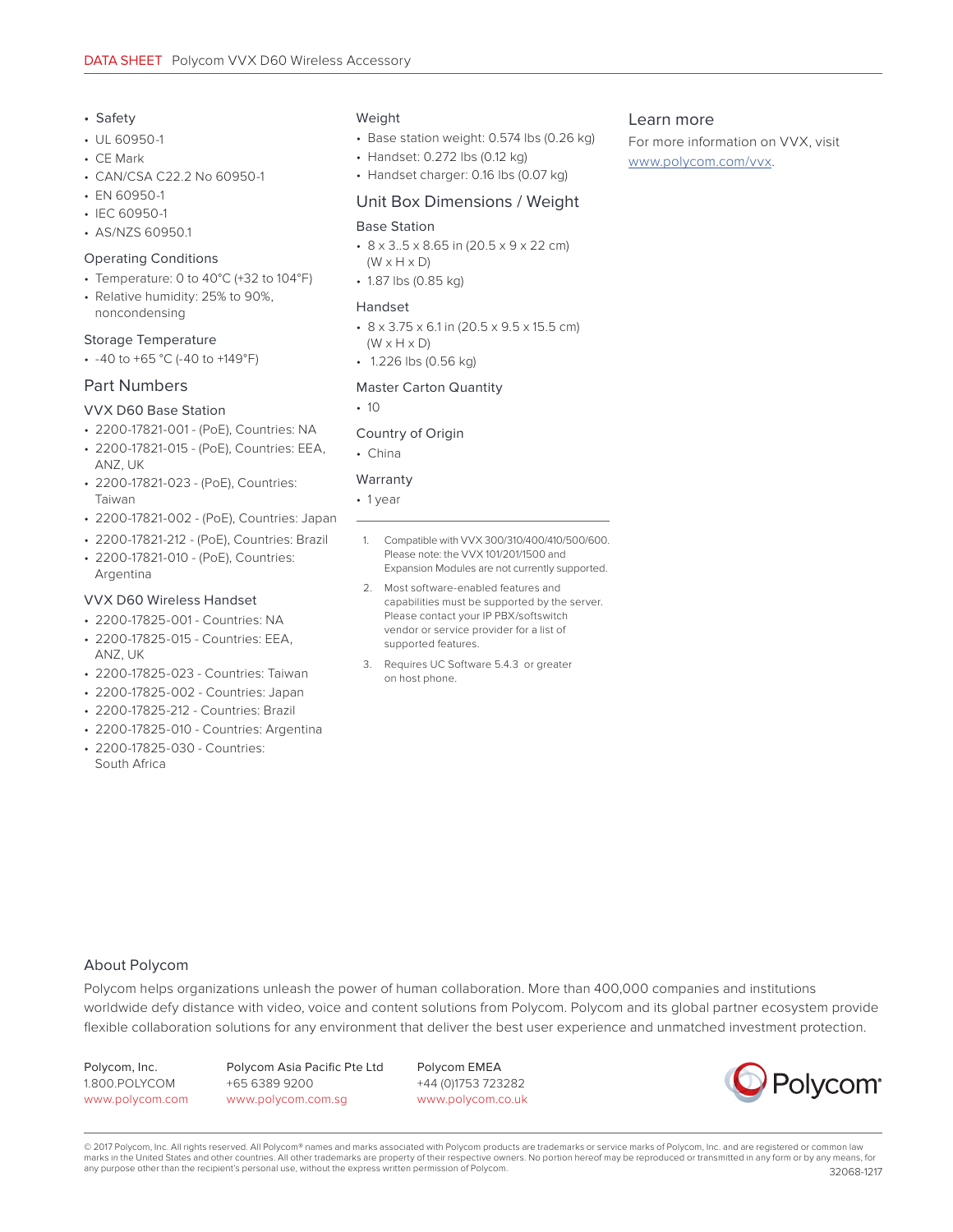- Safety
- UL 60950-1
- CE Mark
- CAN/CSA C22.2 No 60950-1
- EN 60950-1
- IEC 60950-1
- AS/NZS 60950.1

### Operating Conditions

- Temperature: 0 to 40°C (+32 to 104°F)
- Relative humidity: 25% to 90%, noncondensing

### Storage Temperature

- -40 to +65 °C (-40 to +149°F)

## Part Numbers

### VVX D60 Base Station

- 2200-17821-001 - (PoE), Countries: NA
- 2200-17821-015 - (PoE), Countries: EEA, ANZ, UK
- 2200-17821-023 - (PoE), Countries: Taiwan
- 2200-17821-002 - (PoE), Countries: Japan
- 2200-17821-212 - (PoE), Countries: Brazil
- 2200-17821-010 - (PoE), Countries: Argentina

### VVX D60 Wireless Handset

- 2200-17825-001 - Countries: NA
- 2200-17825-015 - Countries: EEA, ANZ, UK
- 2200-17825-023 - Countries: Taiwan
- 2200-17825-002 - Countries: Japan
- 2200-17825-212 - Countries: Brazil
- 2200-17825-010 - Countries: Argentina
- 2200-17825-030 - Countries: South Africa

### Weight

- Base station weight: 0.574 lbs (0.26 kg)
- Handset: 0.272 lbs (0.12 kg)
- Handset charger: 0.16 lbs (0.07 kg)

## Unit Box Dimensions / Weight

### Base Station

- 8 x 3..5 x 8.65 in (20.5 x 9 x 22 cm) (W x H x D)
- 1.87 lbs (0.85 kg)

### Handset

- 8 x 3.75 x 6.1 in (20.5 x 9.5 x 15.5 cm) (W x H x D)
- 1.226 lbs (0.56 kg)

### Master Carton Quantity

- 10

### Country of Origin

- China

### Warranty

- 1 year

---

1. Compatible with VVX 300/310/400/410/500/600. Please note: the VVX 101/201/1500 and Expansion Modules are not currently supported.
2. Most software-enabled features and capabilities must be supported by the server. Please contact your IP PBX/softswitch vendor or service provider for a list of supported features.
3. Requires UC Software 5.4.3 or greater on host phone.

## Learn more

For more information on VVX, visit www.polycom.com/vvx.

## About Polycom

Polycom helps organizations unleash the power of human collaboration. More than 400,000 companies and institutions worldwide defy distance with video, voice and content solutions from Polycom. Polycom and its global partner ecosystem provide flexible collaboration solutions for any environment that deliver the best user experience and unmatched investment protection.

Polycom, Inc.
1.800.POLYCOM
www.polycom.com

Polycom Asia Pacific Pte Ltd
+65 6389 9200
www.polycom.com.sg

Polycom EMEA
+44 (0)1753 723282
www.polycom.co.uk

© 2017 Polycom, Inc. All rights reserved. All Polycom® names and marks associated with Polycom products are trademarks or service marks of Polycom, Inc. and are registered or common law marks in the United States and other countries. All other trademarks are property of their respective owners. No portion hereof may be reproduced or transmitted in any form or by any means, for any purpose other than the recipient's personal use, without the express written permission of Polycom.

32068-1217